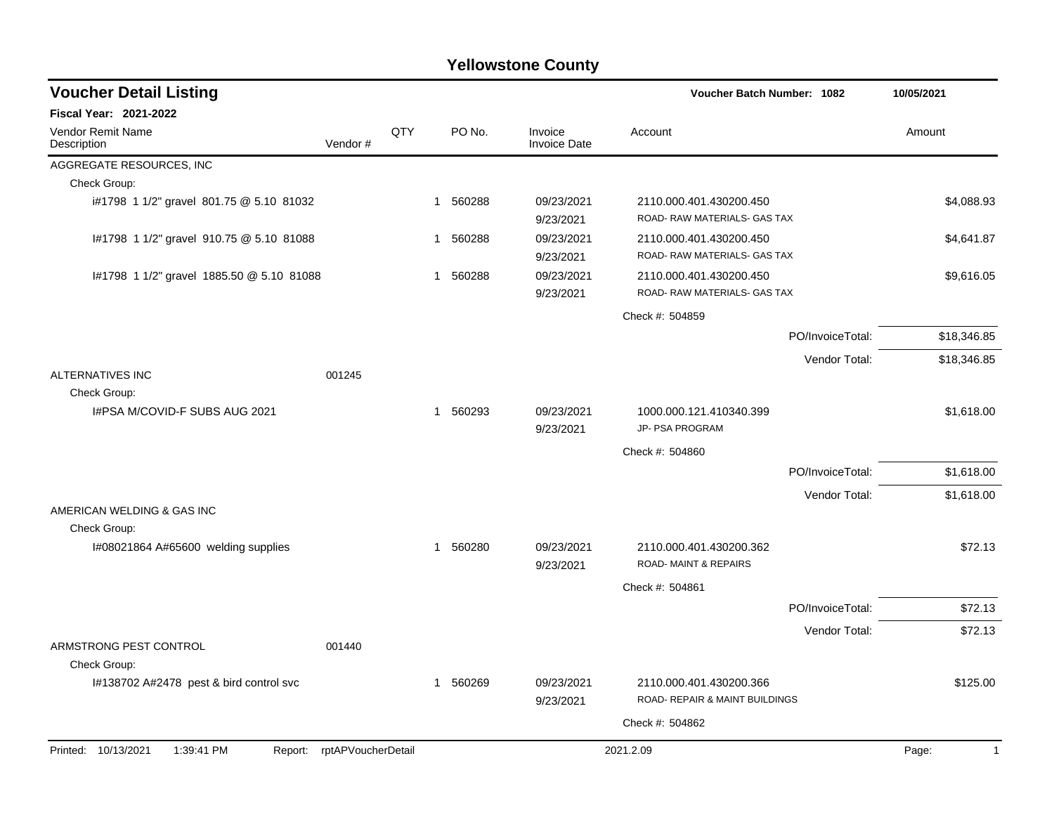# Yellowstone County

## Voucher Detail Listing

**Voucher Batch Number: 1082** | **10/05/2021**

**Fiscal Year: 2021-2022**

| Vendor Remit Name / Description | Vendor # | QTY | PO No. | Invoice / Invoice Date | Account | Amount |
|---|---|---|---|---|---|---|
| AGGREGATE RESOURCES, INC | | | | | | |
| Check Group: | | | | | | |
| i#1798 1 1/2" gravel 801.75 @ 5.10 81032 | | 1 | 560288 | 09/23/2021<br>9/23/2021 | 2110.000.401.430200.450<br>ROAD- RAW MATERIALS- GAS TAX | $4,088.93 |
| I#1798 1 1/2" gravel 910.75 @ 5.10 81088 | | 1 | 560288 | 09/23/2021<br>9/23/2021 | 2110.000.401.430200.450<br>ROAD- RAW MATERIALS- GAS TAX | $4,641.87 |
| I#1798 1 1/2" gravel 1885.50 @ 5.10 81088 | | 1 | 560288 | 09/23/2021<br>9/23/2021 | 2110.000.401.430200.450<br>ROAD- RAW MATERIALS- GAS TAX | $9,616.05 |
| | | | | | Check #: 504859 | |
| | | | | | PO/InvoiceTotal: | $18,346.85 |
| | | | | | Vendor Total: | $18,346.85 |
| ALTERNATIVES INC | 001245 | | | | | |
| Check Group: | | | | | | |
| I#PSA M/COVID-F SUBS AUG 2021 | | 1 | 560293 | 09/23/2021<br>9/23/2021 | 1000.000.121.410340.399<br>JP- PSA PROGRAM | $1,618.00 |
| | | | | | Check #: 504860 | |
| | | | | | PO/InvoiceTotal: | $1,618.00 |
| | | | | | Vendor Total: | $1,618.00 |
| AMERICAN WELDING & GAS INC | | | | | | |
| Check Group: | | | | | | |
| I#08021864 A#65600 welding supplies | | 1 | 560280 | 09/23/2021<br>9/23/2021 | 2110.000.401.430200.362<br>ROAD- MAINT & REPAIRS | $72.13 |
| | | | | | Check #: 504861 | |
| | | | | | PO/InvoiceTotal: | $72.13 |
| | | | | | Vendor Total: | $72.13 |
| ARMSTRONG PEST CONTROL | 001440 | | | | | |
| Check Group: | | | | | | |
| I#138702 A#2478 pest & bird control svc | | 1 | 560269 | 09/23/2021<br>9/23/2021 | 2110.000.401.430200.366<br>ROAD- REPAIR & MAINT BUILDINGS | $125.00 |
| | | | | | Check #: 504862 | |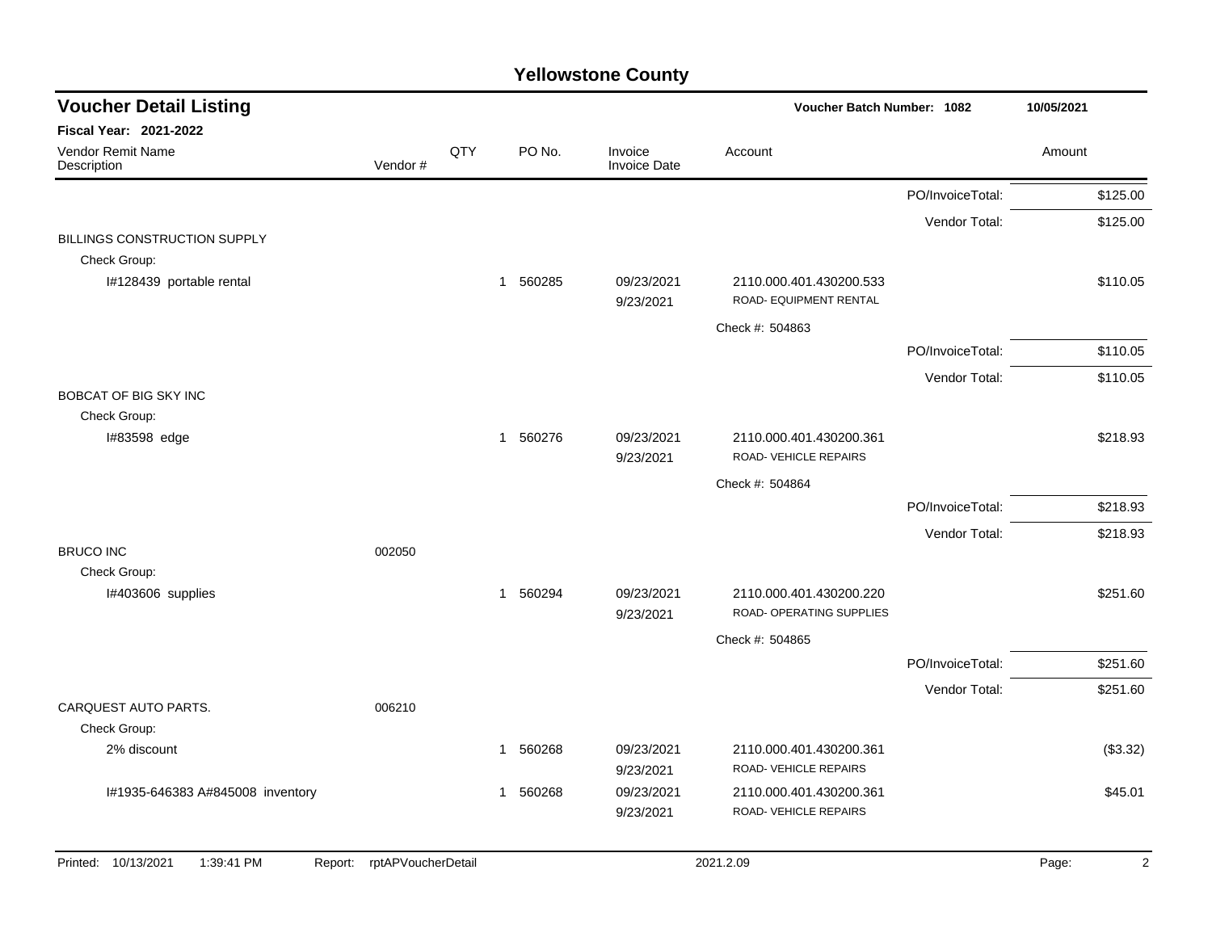# Yellowstone County

## Voucher Detail Listing

Voucher Batch Number: 1082

10/05/2021

**Fiscal Year: 2021-2022**

| Vendor Remit Name / Description | Vendor # | QTY | PO No. | Invoice / Invoice Date | Account | | Amount |
|---|---|---|---|---|---|---|---|
| | | | | | | PO/InvoiceTotal: | $125.00 |
| | | | | | | Vendor Total: | $125.00 |
| BILLINGS CONSTRUCTION SUPPLY | | | | | | | |
| Check Group: | | | | | | | |
| I#128439 portable rental | | 1 | 560285 | 09/23/2021 9/23/2021 | 2110.000.401.430200.533 ROAD- EQUIPMENT RENTAL | | $110.05 |
| | | | | | Check #: 504863 | | |
| | | | | | | PO/InvoiceTotal: | $110.05 |
| | | | | | | Vendor Total: | $110.05 |
| BOBCAT OF BIG SKY INC | | | | | | | |
| Check Group: | | | | | | | |
| I#83598 edge | | 1 | 560276 | 09/23/2021 9/23/2021 | 2110.000.401.430200.361 ROAD- VEHICLE REPAIRS | | $218.93 |
| | | | | | Check #: 504864 | | |
| | | | | | | PO/InvoiceTotal: | $218.93 |
| | | | | | | Vendor Total: | $218.93 |
| BRUCO INC | 002050 | | | | | | |
| Check Group: | | | | | | | |
| I#403606 supplies | | 1 | 560294 | 09/23/2021 9/23/2021 | 2110.000.401.430200.220 ROAD- OPERATING SUPPLIES | | $251.60 |
| | | | | | Check #: 504865 | | |
| | | | | | | PO/InvoiceTotal: | $251.60 |
| | | | | | | Vendor Total: | $251.60 |
| CARQUEST AUTO PARTS. | 006210 | | | | | | |
| Check Group: | | | | | | | |
| 2% discount | | 1 | 560268 | 09/23/2021 9/23/2021 | 2110.000.401.430200.361 ROAD- VEHICLE REPAIRS | | ($3.32) |
| I#1935-646383 A#845008 inventory | | 1 | 560268 | 09/23/2021 9/23/2021 | 2110.000.401.430200.361 ROAD- VEHICLE REPAIRS | | $45.01 |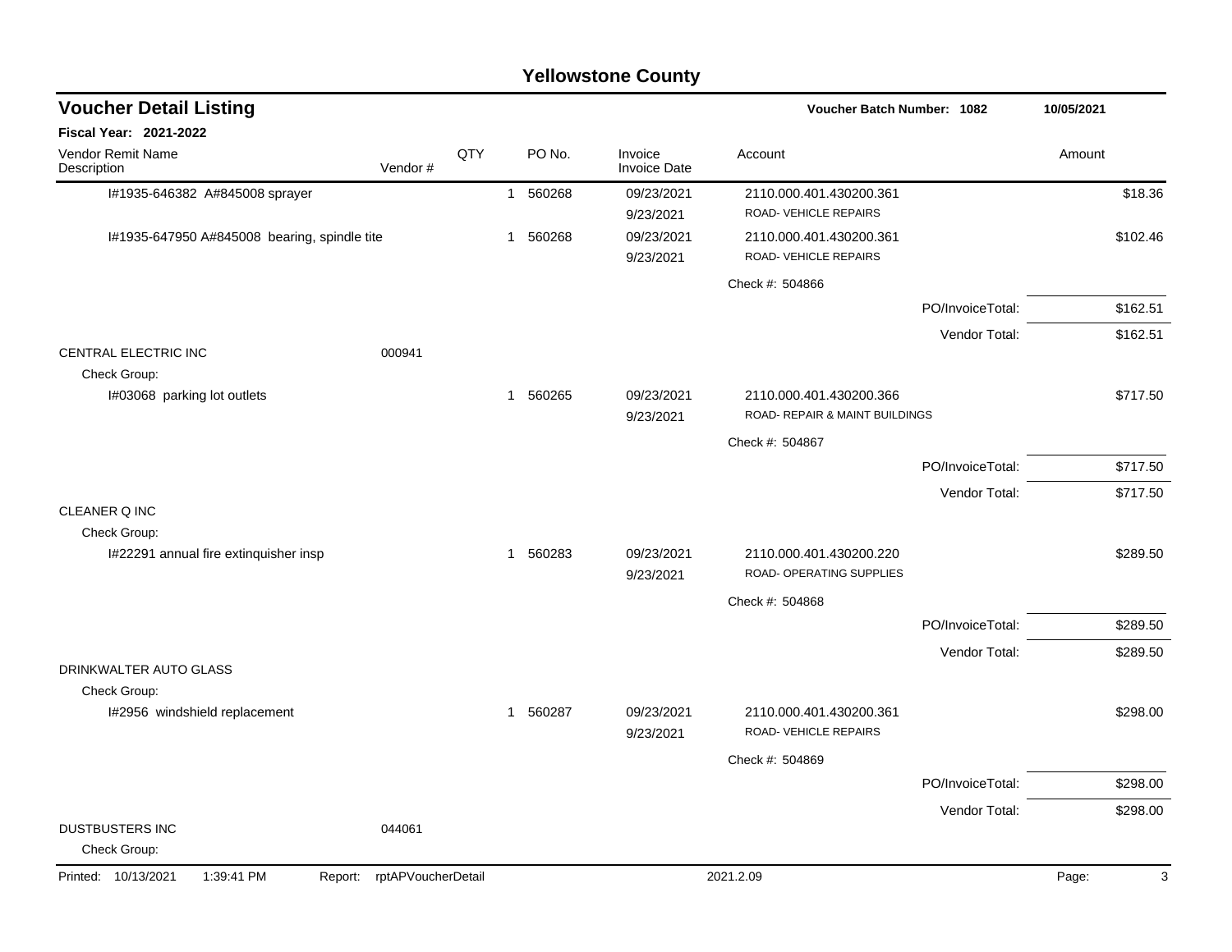# Yellowstone County

## Voucher Detail Listing

**Voucher Batch Number: 1082** 10/05/2021

**Fiscal Year: 2021-2022**

| Vendor Remit Name / Description | Vendor # | QTY | PO No. | Invoice / Invoice Date | Account | Amount |
|---|---|---|---|---|---|---|
| I#1935-646382 A#845008 sprayer | | 1 | 560268 | 09/23/2021 / 9/23/2021 | 2110.000.401.430200.361 ROAD- VEHICLE REPAIRS | $18.36 |
| I#1935-647950 A#845008 bearing, spindle tite | | 1 | 560268 | 09/23/2021 / 9/23/2021 | 2110.000.401.430200.361 ROAD- VEHICLE REPAIRS | $102.46 |
| | | | | | Check #: 504866 | |
| | | | | | PO/InvoiceTotal: | $162.51 |
| | | | | | Vendor Total: | $162.51 |
| CENTRAL ELECTRIC INC | 000941 | | | | | |
| Check Group: | | | | | | |
| I#03068 parking lot outlets | | 1 | 560265 | 09/23/2021 / 9/23/2021 | 2110.000.401.430200.366 ROAD- REPAIR & MAINT BUILDINGS | $717.50 |
| | | | | | Check #: 504867 | |
| | | | | | PO/InvoiceTotal: | $717.50 |
| | | | | | Vendor Total: | $717.50 |
| CLEANER Q INC | | | | | | |
| Check Group: | | | | | | |
| I#22291 annual fire extinquisher insp | | 1 | 560283 | 09/23/2021 / 9/23/2021 | 2110.000.401.430200.220 ROAD- OPERATING SUPPLIES | $289.50 |
| | | | | | Check #: 504868 | |
| | | | | | PO/InvoiceTotal: | $289.50 |
| | | | | | Vendor Total: | $289.50 |
| DRINKWALTER AUTO GLASS | | | | | | |
| Check Group: | | | | | | |
| I#2956 windshield replacement | | 1 | 560287 | 09/23/2021 / 9/23/2021 | 2110.000.401.430200.361 ROAD- VEHICLE REPAIRS | $298.00 |
| | | | | | Check #: 504869 | |
| | | | | | PO/InvoiceTotal: | $298.00 |
| | | | | | Vendor Total: | $298.00 |
| DUSTBUSTERS INC | 044061 | | | | | |
| Check Group: | | | | | | |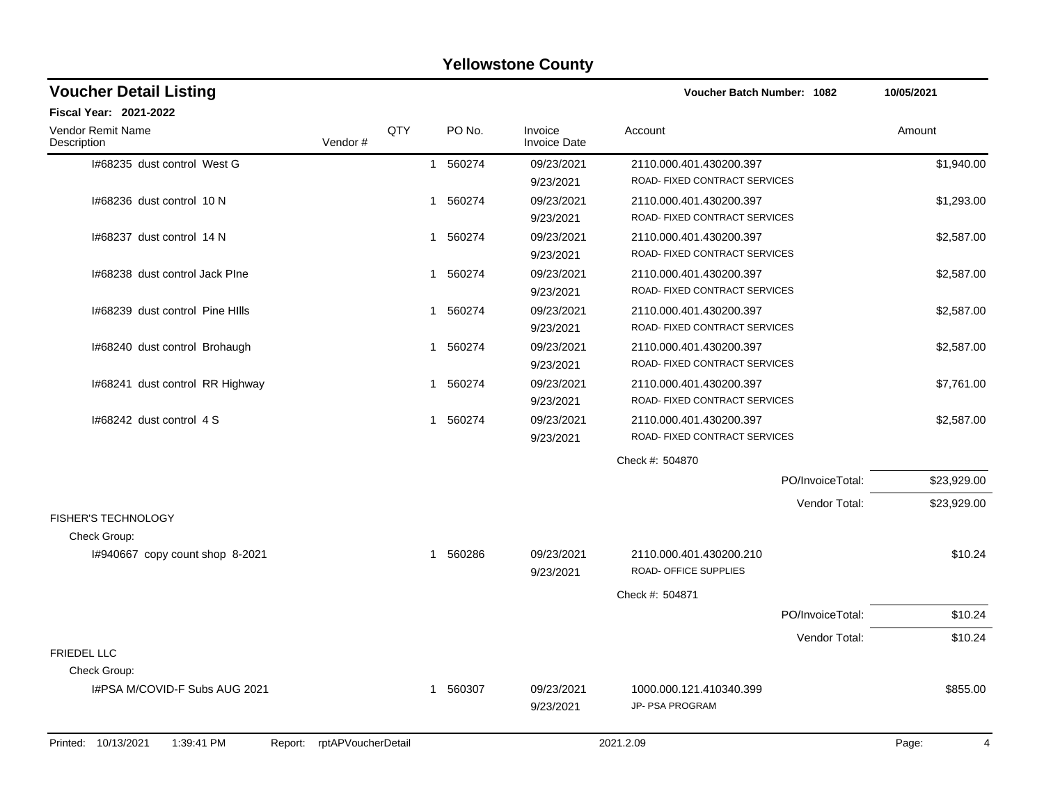# Yellowstone County

## Voucher Detail Listing

**Voucher Batch Number: 1082** 10/05/2021

**Fiscal Year: 2021-2022**

| Vendor Remit Name / Description | Vendor # | QTY | PO No. | Invoice / Invoice Date | Account | Amount |
|---|---|---|---|---|---|---|
| I#68235 dust control West G | | 1 | 560274 | 09/23/2021 / 9/23/2021 | 2110.000.401.430200.397 ROAD- FIXED CONTRACT SERVICES | $1,940.00 |
| I#68236 dust control 10 N | | 1 | 560274 | 09/23/2021 / 9/23/2021 | 2110.000.401.430200.397 ROAD- FIXED CONTRACT SERVICES | $1,293.00 |
| I#68237 dust control 14 N | | 1 | 560274 | 09/23/2021 / 9/23/2021 | 2110.000.401.430200.397 ROAD- FIXED CONTRACT SERVICES | $2,587.00 |
| I#68238 dust control Jack PIne | | 1 | 560274 | 09/23/2021 / 9/23/2021 | 2110.000.401.430200.397 ROAD- FIXED CONTRACT SERVICES | $2,587.00 |
| I#68239 dust control Pine HIlls | | 1 | 560274 | 09/23/2021 / 9/23/2021 | 2110.000.401.430200.397 ROAD- FIXED CONTRACT SERVICES | $2,587.00 |
| I#68240 dust control Brohaugh | | 1 | 560274 | 09/23/2021 / 9/23/2021 | 2110.000.401.430200.397 ROAD- FIXED CONTRACT SERVICES | $2,587.00 |
| I#68241 dust control RR Highway | | 1 | 560274 | 09/23/2021 / 9/23/2021 | 2110.000.401.430200.397 ROAD- FIXED CONTRACT SERVICES | $7,761.00 |
| I#68242 dust control 4 S | | 1 | 560274 | 09/23/2021 / 9/23/2021 | 2110.000.401.430200.397 ROAD- FIXED CONTRACT SERVICES | $2,587.00 |
| | | | | | Check #: 504870 | |
| | | | | | PO/InvoiceTotal: | $23,929.00 |
| | | | | | Vendor Total: | $23,929.00 |
| FISHER'S TECHNOLOGY | | | | | | |
| Check Group: | | | | | | |
| I#940667 copy count shop 8-2021 | | 1 | 560286 | 09/23/2021 / 9/23/2021 | 2110.000.401.430200.210 ROAD- OFFICE SUPPLIES | $10.24 |
| | | | | | Check #: 504871 | |
| | | | | | PO/InvoiceTotal: | $10.24 |
| | | | | | Vendor Total: | $10.24 |
| FRIEDEL LLC | | | | | | |
| Check Group: | | | | | | |
| I#PSA M/COVID-F Subs AUG 2021 | | 1 | 560307 | 09/23/2021 / 9/23/2021 | 1000.000.121.410340.399 JP- PSA PROGRAM | $855.00 |

Printed: 10/13/2021 1:39:41 PM Report: rptAPVoucherDetail 2021.2.09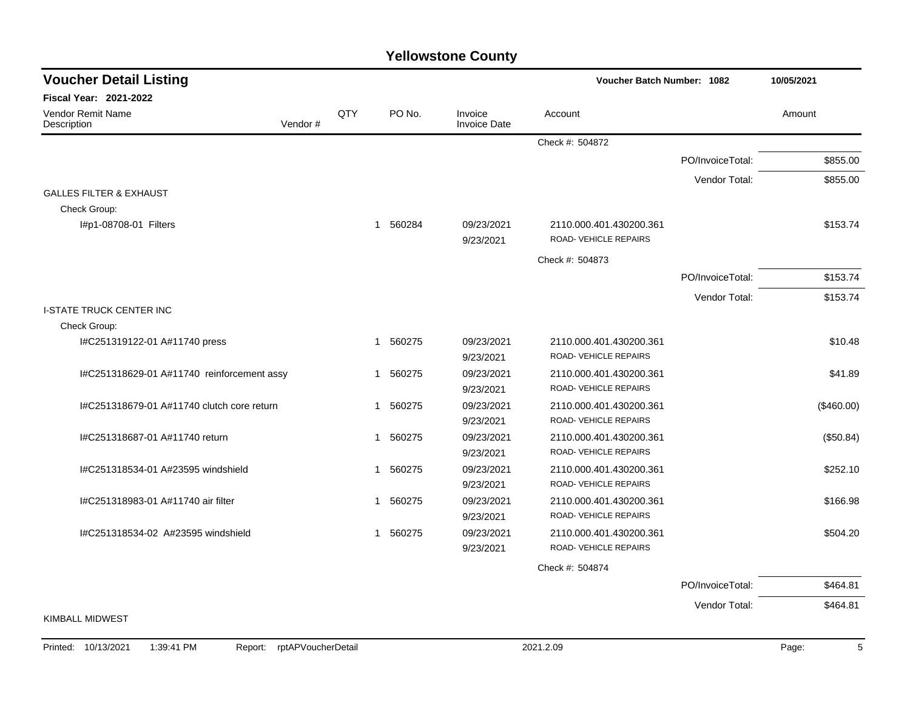# Yellowstone County

## Voucher Detail Listing

**Voucher Batch Number: 1082** 10/05/2021

**Fiscal Year: 2021-2022**

| Vendor Remit Name / Description | Vendor # | QTY | PO No. | Invoice / Invoice Date | Account | | Amount |
|---|---|---|---|---|---|---|---|
| | | | | | Check #: 504872 | | |
| | | | | | | PO/InvoiceTotal: | $855.00 |
| | | | | | | Vendor Total: | $855.00 |
| GALLES FILTER & EXHAUST | | | | | | | |
| Check Group: | | | | | | | |
| I#p1-08708-01 Filters | | 1 | 560284 | 09/23/2021 9/23/2021 | 2110.000.401.430200.361 ROAD- VEHICLE REPAIRS | | $153.74 |
| | | | | | Check #: 504873 | | |
| | | | | | | PO/InvoiceTotal: | $153.74 |
| | | | | | | Vendor Total: | $153.74 |
| I-STATE TRUCK CENTER INC | | | | | | | |
| Check Group: | | | | | | | |
| I#C251319122-01 A#11740 press | | 1 | 560275 | 09/23/2021 9/23/2021 | 2110.000.401.430200.361 ROAD- VEHICLE REPAIRS | | $10.48 |
| I#C251318629-01 A#11740 reinforcement assy | | 1 | 560275 | 09/23/2021 9/23/2021 | 2110.000.401.430200.361 ROAD- VEHICLE REPAIRS | | $41.89 |
| I#C251318679-01 A#11740 clutch core return | | 1 | 560275 | 09/23/2021 9/23/2021 | 2110.000.401.430200.361 ROAD- VEHICLE REPAIRS | | ($460.00) |
| I#C251318687-01 A#11740 return | | 1 | 560275 | 09/23/2021 9/23/2021 | 2110.000.401.430200.361 ROAD- VEHICLE REPAIRS | | ($50.84) |
| I#C251318534-01 A#23595 windshield | | 1 | 560275 | 09/23/2021 9/23/2021 | 2110.000.401.430200.361 ROAD- VEHICLE REPAIRS | | $252.10 |
| I#C251318983-01 A#11740 air filter | | 1 | 560275 | 09/23/2021 9/23/2021 | 2110.000.401.430200.361 ROAD- VEHICLE REPAIRS | | $166.98 |
| I#C251318534-02 A#23595 windshield | | 1 | 560275 | 09/23/2021 9/23/2021 | 2110.000.401.430200.361 ROAD- VEHICLE REPAIRS | | $504.20 |
| | | | | | Check #: 504874 | | |
| | | | | | | PO/InvoiceTotal: | $464.81 |
| | | | | | | Vendor Total: | $464.81 |
| KIMBALL MIDWEST | | | | | | | |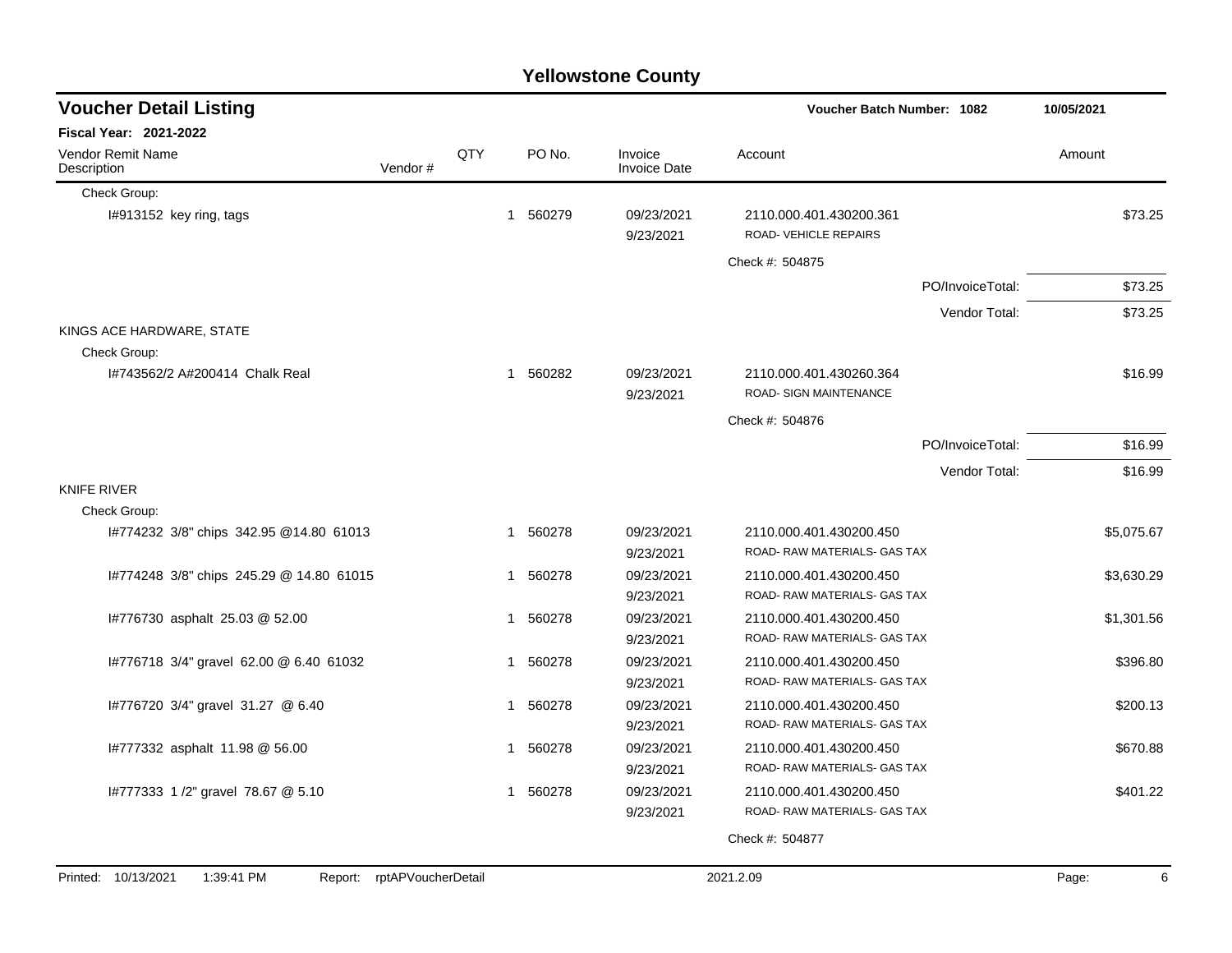# Yellowstone County

## Voucher Detail Listing

**Voucher Batch Number: 1082** | **10/05/2021**

**Fiscal Year: 2021-2022**

| Vendor Remit Name / Description | Vendor # | QTY | PO No. | Invoice / Invoice Date | Account | Amount |
|---|---|---|---|---|---|---|
| Check Group: | | | | | | |
| I#913152 key ring, tags | | 1 | 560279 | 09/23/2021 9/23/2021 | 2110.000.401.430200.361 ROAD- VEHICLE REPAIRS | $73.25 |
| | | | | | Check #: 504875 | |
| | | | | | PO/InvoiceTotal: | $73.25 |
| | | | | | Vendor Total: | $73.25 |
| KINGS ACE HARDWARE, STATE | | | | | | |
| Check Group: | | | | | | |
| I#743562/2 A#200414 Chalk Real | | 1 | 560282 | 09/23/2021 9/23/2021 | 2110.000.401.430260.364 ROAD- SIGN MAINTENANCE | $16.99 |
| | | | | | Check #: 504876 | |
| | | | | | PO/InvoiceTotal: | $16.99 |
| | | | | | Vendor Total: | $16.99 |
| KNIFE RIVER | | | | | | |
| Check Group: | | | | | | |
| I#774232 3/8" chips 342.95 @14.80 61013 | | 1 | 560278 | 09/23/2021 9/23/2021 | 2110.000.401.430200.450 ROAD- RAW MATERIALS- GAS TAX | $5,075.67 |
| I#774248 3/8" chips 245.29 @ 14.80 61015 | | 1 | 560278 | 09/23/2021 9/23/2021 | 2110.000.401.430200.450 ROAD- RAW MATERIALS- GAS TAX | $3,630.29 |
| I#776730 asphalt 25.03 @ 52.00 | | 1 | 560278 | 09/23/2021 9/23/2021 | 2110.000.401.430200.450 ROAD- RAW MATERIALS- GAS TAX | $1,301.56 |
| I#776718 3/4" gravel 62.00 @ 6.40 61032 | | 1 | 560278 | 09/23/2021 9/23/2021 | 2110.000.401.430200.450 ROAD- RAW MATERIALS- GAS TAX | $396.80 |
| I#776720 3/4" gravel 31.27 @ 6.40 | | 1 | 560278 | 09/23/2021 9/23/2021 | 2110.000.401.430200.450 ROAD- RAW MATERIALS- GAS TAX | $200.13 |
| I#777332 asphalt 11.98 @ 56.00 | | 1 | 560278 | 09/23/2021 9/23/2021 | 2110.000.401.430200.450 ROAD- RAW MATERIALS- GAS TAX | $670.88 |
| I#777333 1 /2" gravel 78.67 @ 5.10 | | 1 | 560278 | 09/23/2021 9/23/2021 | 2110.000.401.430200.450 ROAD- RAW MATERIALS- GAS TAX | $401.22 |
| | | | | | Check #: 504877 | |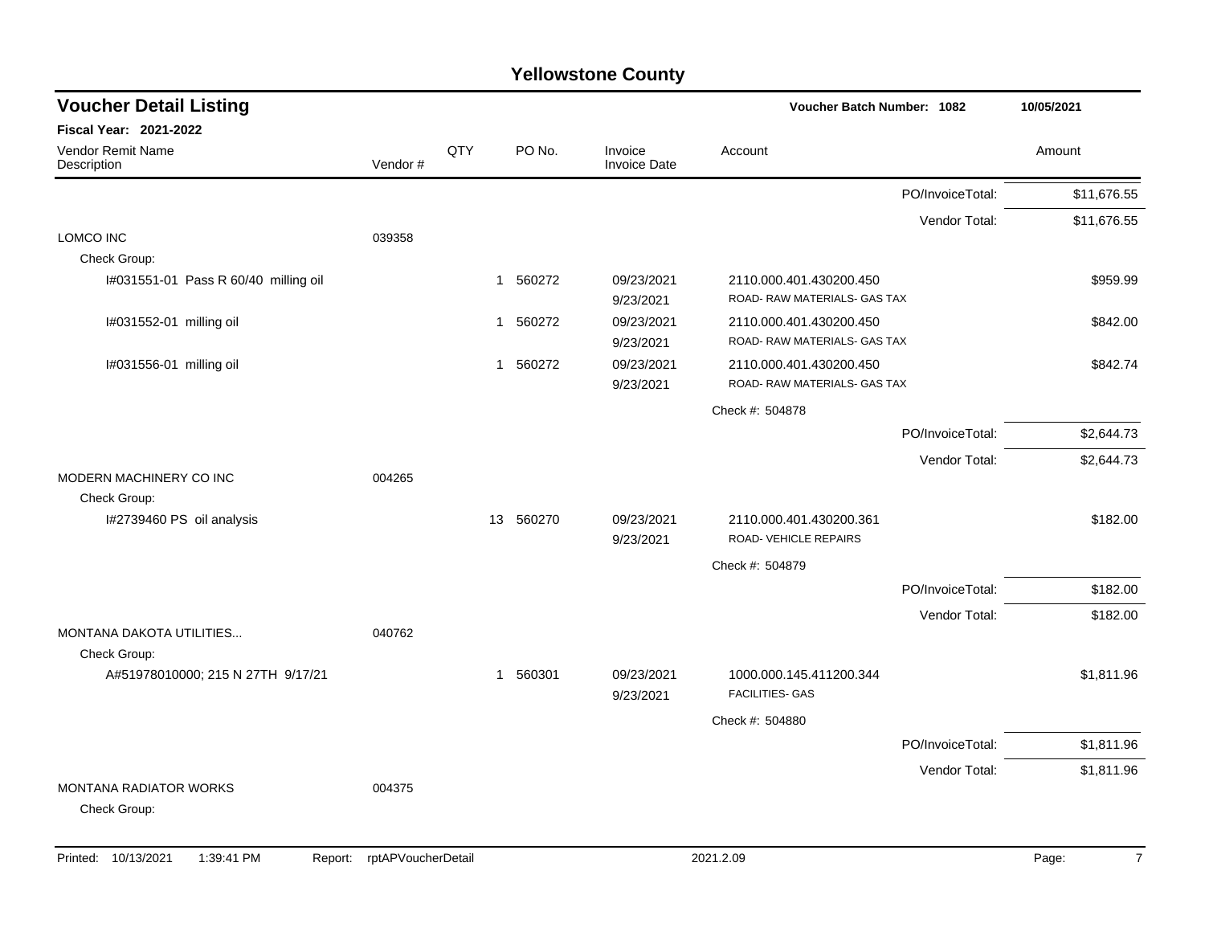# Yellowstone County

## Voucher Detail Listing

**Voucher Batch Number: 1082** — 10/05/2021

**Fiscal Year: 2021-2022**

| Vendor Remit Name / Description | Vendor # | QTY | PO No. | Invoice / Invoice Date | Account | Amount |
|---|---|---|---|---|---|---|
| | | | | | PO/InvoiceTotal: | $11,676.55 |
| | | | | | Vendor Total: | $11,676.55 |
| LOMCO INC | 039358 | | | | | |
| Check Group: | | | | | | |
| I#031551-01 Pass R 60/40 milling oil | | 1 | 560272 | 09/23/2021<br>9/23/2021 | 2110.000.401.430200.450<br>ROAD- RAW MATERIALS- GAS TAX | $959.99 |
| I#031552-01 milling oil | | 1 | 560272 | 09/23/2021<br>9/23/2021 | 2110.000.401.430200.450<br>ROAD- RAW MATERIALS- GAS TAX | $842.00 |
| I#031556-01 milling oil | | 1 | 560272 | 09/23/2021<br>9/23/2021 | 2110.000.401.430200.450<br>ROAD- RAW MATERIALS- GAS TAX | $842.74 |
| | | | | | Check #: 504878 | |
| | | | | | PO/InvoiceTotal: | $2,644.73 |
| | | | | | Vendor Total: | $2,644.73 |
| MODERN MACHINERY CO INC | 004265 | | | | | |
| Check Group: | | | | | | |
| I#2739460 PS oil analysis | | 13 | 560270 | 09/23/2021<br>9/23/2021 | 2110.000.401.430200.361<br>ROAD- VEHICLE REPAIRS | $182.00 |
| | | | | | Check #: 504879 | |
| | | | | | PO/InvoiceTotal: | $182.00 |
| | | | | | Vendor Total: | $182.00 |
| MONTANA DAKOTA UTILITIES... | 040762 | | | | | |
| Check Group: | | | | | | |
| A#51978010000; 215 N 27TH 9/17/21 | | 1 | 560301 | 09/23/2021<br>9/23/2021 | 1000.000.145.411200.344<br>FACILITIES- GAS | $1,811.96 |
| | | | | | Check #: 504880 | |
| | | | | | PO/InvoiceTotal: | $1,811.96 |
| | | | | | Vendor Total: | $1,811.96 |
| MONTANA RADIATOR WORKS | 004375 | | | | | |
| Check Group: | | | | | | |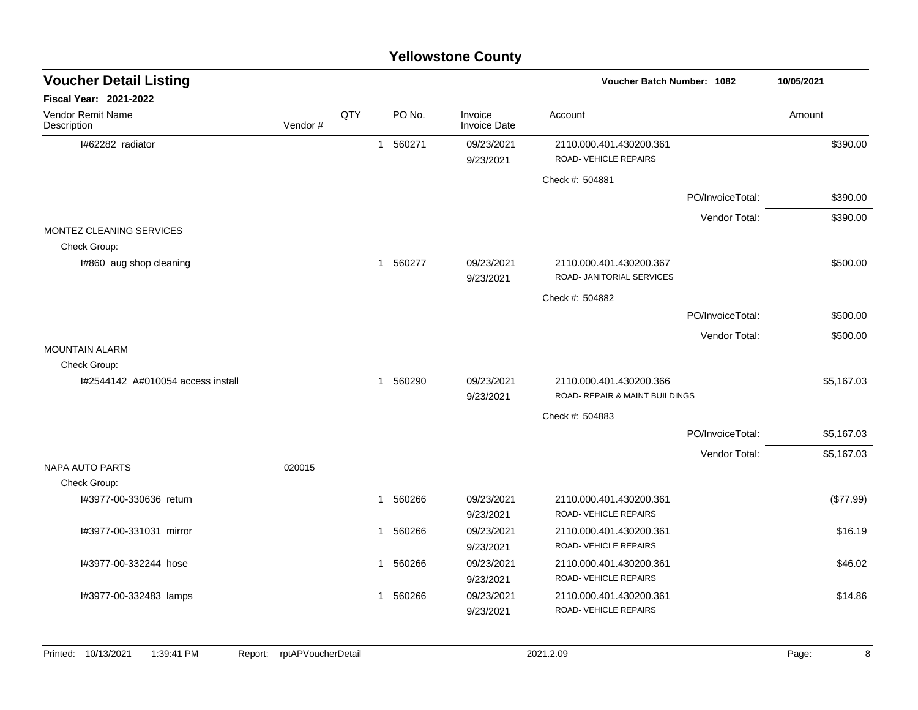# Yellowstone County

## Voucher Detail Listing

**Voucher Batch Number: 1082** — 10/05/2021

**Fiscal Year: 2021-2022**

| Vendor Remit Name / Description | Vendor # | QTY | PO No. | Invoice / Invoice Date | Account | Amount |
|---|---|---|---|---|---|---|
| I#62282 radiator | | 1 | 560271 | 09/23/2021 / 9/23/2021 | 2110.000.401.430200.361 ROAD- VEHICLE REPAIRS | $390.00 |
| | | | | | Check #: 504881 | |
| | | | | | PO/InvoiceTotal: | $390.00 |
| | | | | | Vendor Total: | $390.00 |
| MONTEZ CLEANING SERVICES | | | | | | |
| Check Group: | | | | | | |
| I#860 aug shop cleaning | | 1 | 560277 | 09/23/2021 / 9/23/2021 | 2110.000.401.430200.367 ROAD- JANITORIAL SERVICES | $500.00 |
| | | | | | Check #: 504882 | |
| | | | | | PO/InvoiceTotal: | $500.00 |
| | | | | | Vendor Total: | $500.00 |
| MOUNTAIN ALARM | | | | | | |
| Check Group: | | | | | | |
| I#2544142 A#010054 access install | | 1 | 560290 | 09/23/2021 / 9/23/2021 | 2110.000.401.430200.366 ROAD- REPAIR & MAINT BUILDINGS | $5,167.03 |
| | | | | | Check #: 504883 | |
| | | | | | PO/InvoiceTotal: | $5,167.03 |
| | | | | | Vendor Total: | $5,167.03 |
| NAPA AUTO PARTS | 020015 | | | | | |
| Check Group: | | | | | | |
| I#3977-00-330636 return | | 1 | 560266 | 09/23/2021 / 9/23/2021 | 2110.000.401.430200.361 ROAD- VEHICLE REPAIRS | ($77.99) |
| I#3977-00-331031 mirror | | 1 | 560266 | 09/23/2021 / 9/23/2021 | 2110.000.401.430200.361 ROAD- VEHICLE REPAIRS | $16.19 |
| I#3977-00-332244 hose | | 1 | 560266 | 09/23/2021 / 9/23/2021 | 2110.000.401.430200.361 ROAD- VEHICLE REPAIRS | $46.02 |
| I#3977-00-332483 lamps | | 1 | 560266 | 09/23/2021 / 9/23/2021 | 2110.000.401.430200.361 ROAD- VEHICLE REPAIRS | $14.86 |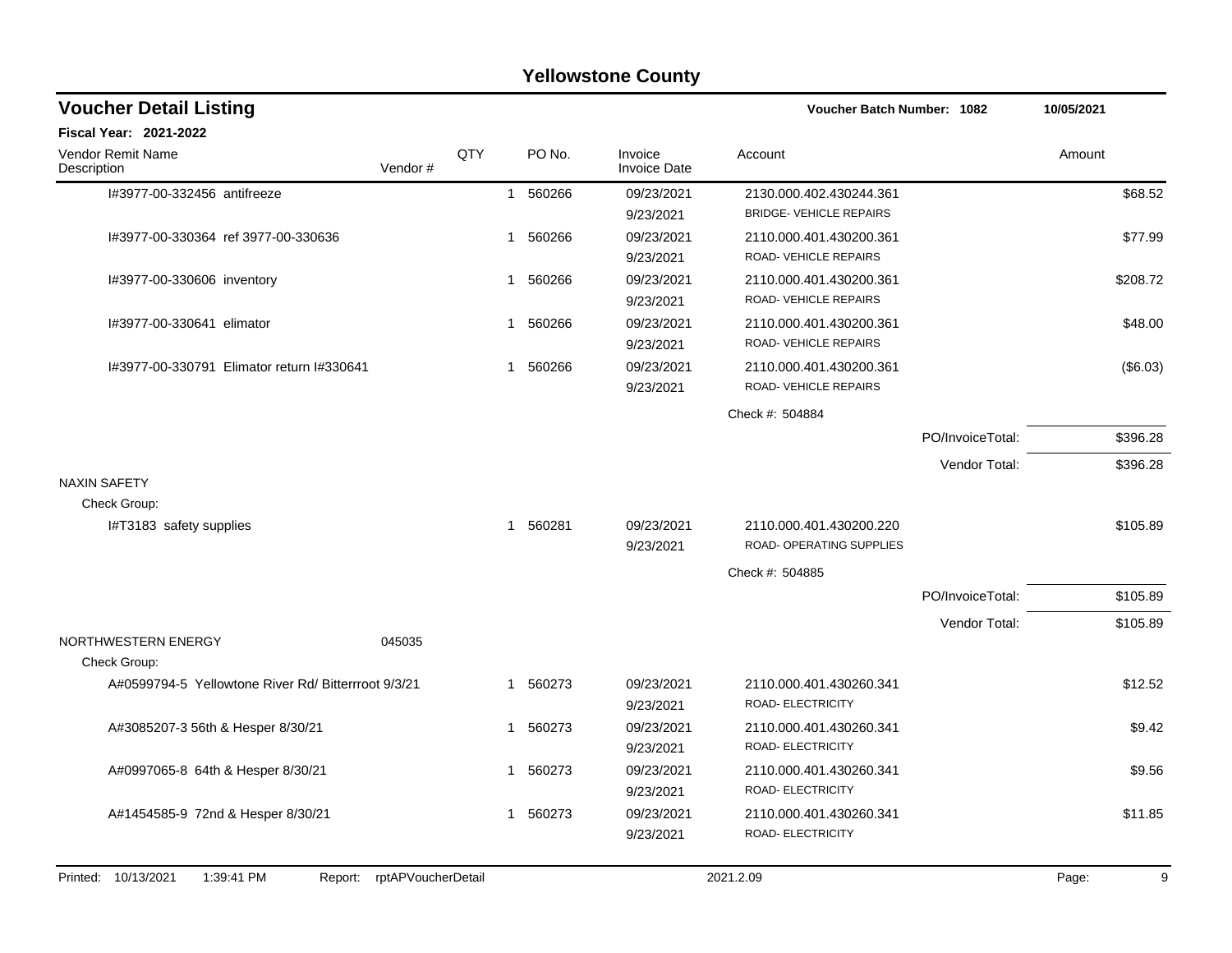# Yellowstone County

## Voucher Detail Listing

**Voucher Batch Number: 1082** | **10/05/2021**

**Fiscal Year: 2021-2022**

| Vendor Remit Name / Description | Vendor # | QTY | PO No. | Invoice / Invoice Date | Account | Amount |
|---|---|---|---|---|---|---|
| I#3977-00-332456 antifreeze | | 1 | 560266 | 09/23/2021<br>9/23/2021 | 2130.000.402.430244.361<br>BRIDGE- VEHICLE REPAIRS | $68.52 |
| I#3977-00-330364 ref 3977-00-330636 | | 1 | 560266 | 09/23/2021<br>9/23/2021 | 2110.000.401.430200.361<br>ROAD- VEHICLE REPAIRS | $77.99 |
| I#3977-00-330606 inventory | | 1 | 560266 | 09/23/2021<br>9/23/2021 | 2110.000.401.430200.361<br>ROAD- VEHICLE REPAIRS | $208.72 |
| I#3977-00-330641 elimator | | 1 | 560266 | 09/23/2021<br>9/23/2021 | 2110.000.401.430200.361<br>ROAD- VEHICLE REPAIRS | $48.00 |
| I#3977-00-330791 Elimator return I#330641 | | 1 | 560266 | 09/23/2021<br>9/23/2021 | 2110.000.401.430200.361<br>ROAD- VEHICLE REPAIRS | ($6.03) |
| | | | | | Check #: 504884 | |
| | | | | | PO/InvoiceTotal: | $396.28 |
| | | | | | Vendor Total: | $396.28 |
| NAXIN SAFETY | | | | | | |
| Check Group: | | | | | | |
| I#T3183 safety supplies | | 1 | 560281 | 09/23/2021<br>9/23/2021 | 2110.000.401.430200.220<br>ROAD- OPERATING SUPPLIES | $105.89 |
| | | | | | Check #: 504885 | |
| | | | | | PO/InvoiceTotal: | $105.89 |
| | | | | | Vendor Total: | $105.89 |
| NORTHWESTERN ENERGY | 045035 | | | | | |
| Check Group: | | | | | | |
| A#0599794-5 Yellowtone River Rd/ Bitterrroot 9/3/21 | | 1 | 560273 | 09/23/2021<br>9/23/2021 | 2110.000.401.430260.341<br>ROAD- ELECTRICITY | $12.52 |
| A#3085207-3 56th & Hesper 8/30/21 | | 1 | 560273 | 09/23/2021<br>9/23/2021 | 2110.000.401.430260.341<br>ROAD- ELECTRICITY | $9.42 |
| A#0997065-8 64th & Hesper 8/30/21 | | 1 | 560273 | 09/23/2021<br>9/23/2021 | 2110.000.401.430260.341<br>ROAD- ELECTRICITY | $9.56 |
| A#1454585-9 72nd & Hesper 8/30/21 | | 1 | 560273 | 09/23/2021<br>9/23/2021 | 2110.000.401.430260.341<br>ROAD- ELECTRICITY | $11.85 |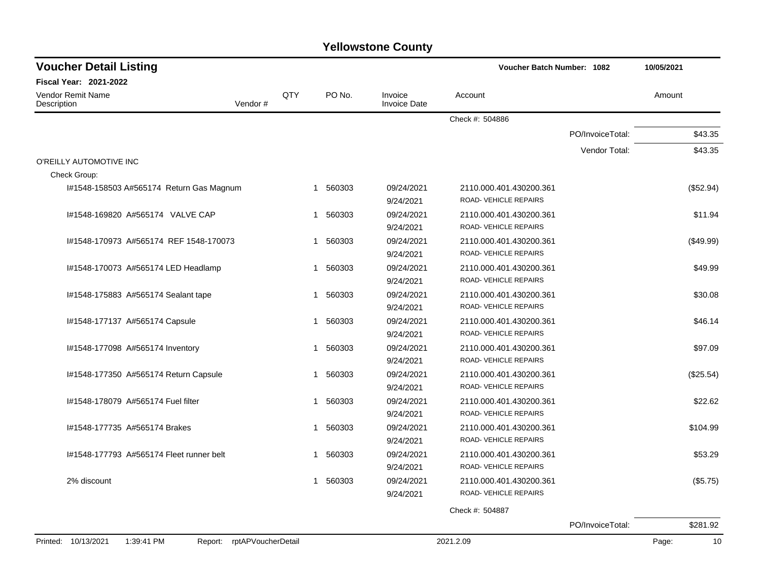# Yellowstone County

## Voucher Detail Listing

**Voucher Batch Number: 1082** 10/05/2021

**Fiscal Year: 2021-2022**

| Vendor Remit Name / Description | Vendor # | QTY | PO No. | Invoice / Invoice Date | Account | Amount |
|---|---|---|---|---|---|---|
| | | | | | Check #: 504886 | |
| | | | | | PO/InvoiceTotal: | $43.35 |
| | | | | | Vendor Total: | $43.35 |
| O'REILLY AUTOMOTIVE INC | | | | | | |
| Check Group: | | | | | | |
| I#1548-158503 A#565174 Return Gas Magnum | | 1 | 560303 | 09/24/2021 9/24/2021 | 2110.000.401.430200.361 ROAD- VEHICLE REPAIRS | ($52.94) |
| I#1548-169820 A#565174 VALVE CAP | | 1 | 560303 | 09/24/2021 9/24/2021 | 2110.000.401.430200.361 ROAD- VEHICLE REPAIRS | $11.94 |
| I#1548-170973 A#565174 REF 1548-170073 | | 1 | 560303 | 09/24/2021 9/24/2021 | 2110.000.401.430200.361 ROAD- VEHICLE REPAIRS | ($49.99) |
| I#1548-170073 A#565174 LED Headlamp | | 1 | 560303 | 09/24/2021 9/24/2021 | 2110.000.401.430200.361 ROAD- VEHICLE REPAIRS | $49.99 |
| I#1548-175883 A#565174 Sealant tape | | 1 | 560303 | 09/24/2021 9/24/2021 | 2110.000.401.430200.361 ROAD- VEHICLE REPAIRS | $30.08 |
| I#1548-177137 A#565174 Capsule | | 1 | 560303 | 09/24/2021 9/24/2021 | 2110.000.401.430200.361 ROAD- VEHICLE REPAIRS | $46.14 |
| I#1548-177098 A#565174 Inventory | | 1 | 560303 | 09/24/2021 9/24/2021 | 2110.000.401.430200.361 ROAD- VEHICLE REPAIRS | $97.09 |
| I#1548-177350 A#565174 Return Capsule | | 1 | 560303 | 09/24/2021 9/24/2021 | 2110.000.401.430200.361 ROAD- VEHICLE REPAIRS | ($25.54) |
| I#1548-178079 A#565174 Fuel filter | | 1 | 560303 | 09/24/2021 9/24/2021 | 2110.000.401.430200.361 ROAD- VEHICLE REPAIRS | $22.62 |
| I#1548-177735 A#565174 Brakes | | 1 | 560303 | 09/24/2021 9/24/2021 | 2110.000.401.430200.361 ROAD- VEHICLE REPAIRS | $104.99 |
| I#1548-177793 A#565174 Fleet runner belt | | 1 | 560303 | 09/24/2021 9/24/2021 | 2110.000.401.430200.361 ROAD- VEHICLE REPAIRS | $53.29 |
| 2% discount | | 1 | 560303 | 09/24/2021 9/24/2021 | 2110.000.401.430200.361 ROAD- VEHICLE REPAIRS | ($5.75) |
| | | | | | Check #: 504887 | |
| | | | | | PO/InvoiceTotal: | $281.92 |

Printed: 10/13/2021 1:39:41 PM Report: rptAPVoucherDetail 2021.2.09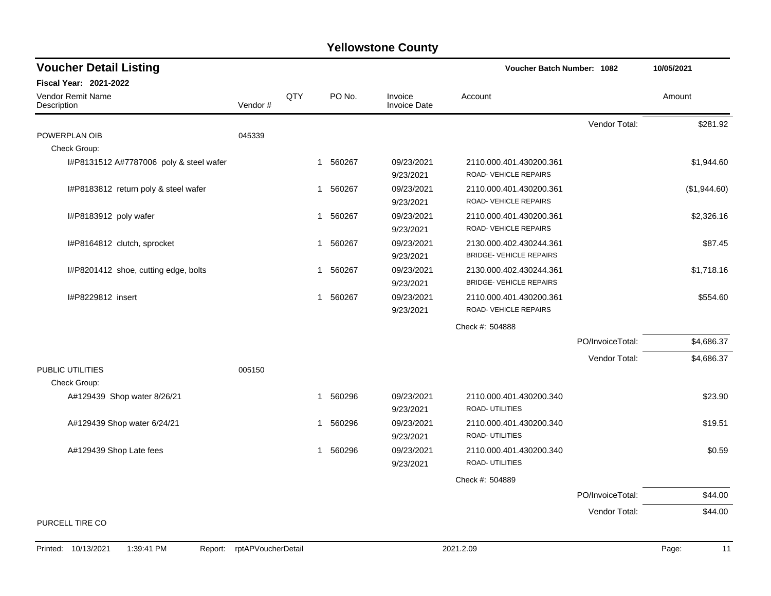# Yellowstone County

## Voucher Detail Listing

**Voucher Batch Number: 1082** — 10/05/2021

**Fiscal Year: 2021-2022**

| Vendor Remit Name / Description | Vendor # | QTY | PO No. | Invoice / Invoice Date | Account | | Amount |
|---|---|---|---|---|---|---|---|
| | | | | | | Vendor Total: | $281.92 |
| POWERPLAN OIB | 045339 | | | | | | |
| Check Group: | | | | | | | |
| I#P8131512 A#7787006 poly & steel wafer | | 1 | 560267 | 09/23/2021 9/23/2021 | 2110.000.401.430200.361 ROAD- VEHICLE REPAIRS | | $1,944.60 |
| I#P8183812 return poly & steel wafer | | 1 | 560267 | 09/23/2021 9/23/2021 | 2110.000.401.430200.361 ROAD- VEHICLE REPAIRS | | ($1,944.60) |
| I#P8183912 poly wafer | | 1 | 560267 | 09/23/2021 9/23/2021 | 2110.000.401.430200.361 ROAD- VEHICLE REPAIRS | | $2,326.16 |
| I#P8164812 clutch, sprocket | | 1 | 560267 | 09/23/2021 9/23/2021 | 2130.000.402.430244.361 BRIDGE- VEHICLE REPAIRS | | $87.45 |
| I#P8201412 shoe, cutting edge, bolts | | 1 | 560267 | 09/23/2021 9/23/2021 | 2130.000.402.430244.361 BRIDGE- VEHICLE REPAIRS | | $1,718.16 |
| I#P8229812 insert | | 1 | 560267 | 09/23/2021 9/23/2021 | 2110.000.401.430200.361 ROAD- VEHICLE REPAIRS | | $554.60 |
| | | | | | Check #: 504888 | | |
| | | | | | | PO/InvoiceTotal: | $4,686.37 |
| | | | | | | Vendor Total: | $4,686.37 |
| PUBLIC UTILITIES | 005150 | | | | | | |
| Check Group: | | | | | | | |
| A#129439 Shop water 8/26/21 | | 1 | 560296 | 09/23/2021 9/23/2021 | 2110.000.401.430200.340 ROAD- UTILITIES | | $23.90 |
| A#129439 Shop water 6/24/21 | | 1 | 560296 | 09/23/2021 9/23/2021 | 2110.000.401.430200.340 ROAD- UTILITIES | | $19.51 |
| A#129439 Shop Late fees | | 1 | 560296 | 09/23/2021 9/23/2021 | 2110.000.401.430200.340 ROAD- UTILITIES | | $0.59 |
| | | | | | Check #: 504889 | | |
| | | | | | | PO/InvoiceTotal: | $44.00 |
| | | | | | | Vendor Total: | $44.00 |
| PURCELL TIRE CO | | | | | | | |

Printed: 10/13/2021 1:39:41 PM Report: rptAPVoucherDetail 2021.2.09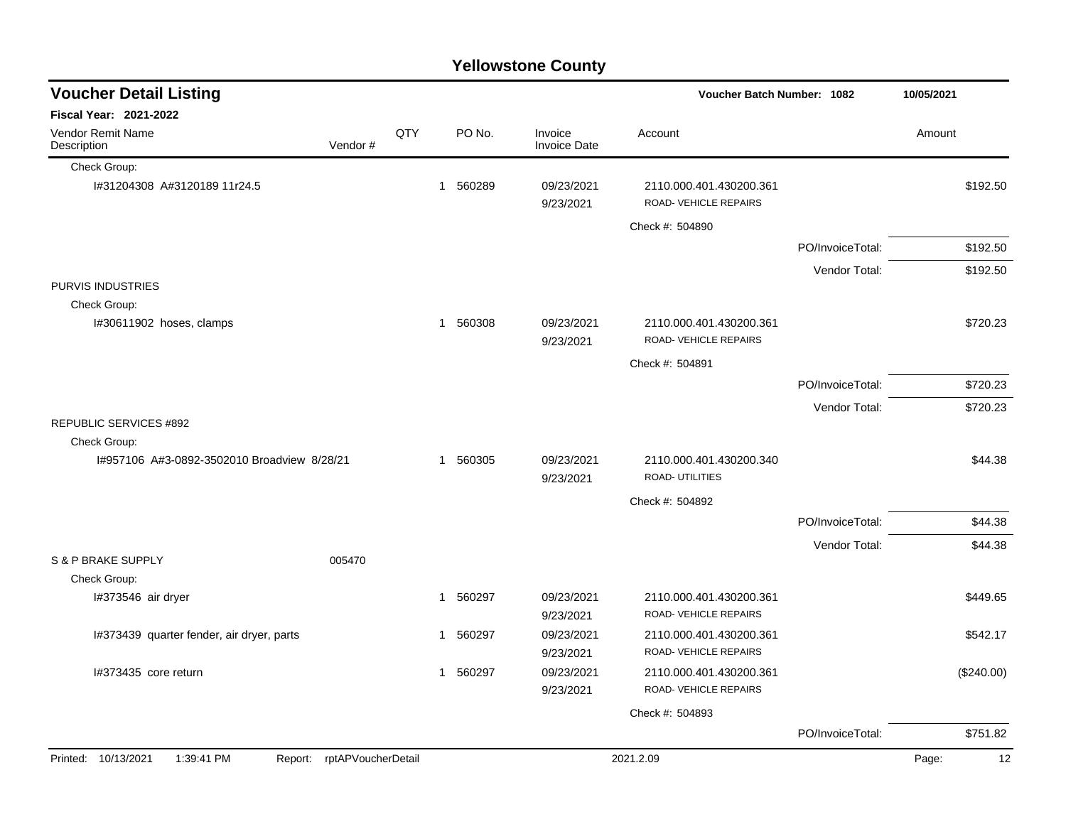# Yellowstone County

## Voucher Detail Listing

**Voucher Batch Number: 1082** | **10/05/2021**

**Fiscal Year: 2021-2022**

| Vendor Remit Name / Description | Vendor # | QTY | PO No. | Invoice / Invoice Date | Account | | Amount |
|---|---|---|---|---|---|---|---|
| Check Group: | | | | | | | |
| I#31204308 A#3120189 11r24.5 | | 1 | 560289 | 09/23/2021 9/23/2021 | 2110.000.401.430200.361 ROAD- VEHICLE REPAIRS | | $192.50 |
| | | | | | Check #: 504890 | | |
| | | | | | | PO/InvoiceTotal: | $192.50 |
| | | | | | | Vendor Total: | $192.50 |
| PURVIS INDUSTRIES | | | | | | | |
| Check Group: | | | | | | | |
| I#30611902 hoses, clamps | | 1 | 560308 | 09/23/2021 9/23/2021 | 2110.000.401.430200.361 ROAD- VEHICLE REPAIRS | | $720.23 |
| | | | | | Check #: 504891 | | |
| | | | | | | PO/InvoiceTotal: | $720.23 |
| | | | | | | Vendor Total: | $720.23 |
| REPUBLIC SERVICES #892 | | | | | | | |
| Check Group: | | | | | | | |
| I#957106 A#3-0892-3502010 Broadview 8/28/21 | | 1 | 560305 | 09/23/2021 9/23/2021 | 2110.000.401.430200.340 ROAD- UTILITIES | | $44.38 |
| | | | | | Check #: 504892 | | |
| | | | | | | PO/InvoiceTotal: | $44.38 |
| | | | | | | Vendor Total: | $44.38 |
| S & P BRAKE SUPPLY | 005470 | | | | | | |
| Check Group: | | | | | | | |
| I#373546 air dryer | | 1 | 560297 | 09/23/2021 9/23/2021 | 2110.000.401.430200.361 ROAD- VEHICLE REPAIRS | | $449.65 |
| I#373439 quarter fender, air dryer, parts | | 1 | 560297 | 09/23/2021 9/23/2021 | 2110.000.401.430200.361 ROAD- VEHICLE REPAIRS | | $542.17 |
| I#373435 core return | | 1 | 560297 | 09/23/2021 9/23/2021 | 2110.000.401.430200.361 ROAD- VEHICLE REPAIRS | | ($240.00) |
| | | | | | Check #: 504893 | | |
| | | | | | | PO/InvoiceTotal: | $751.82 |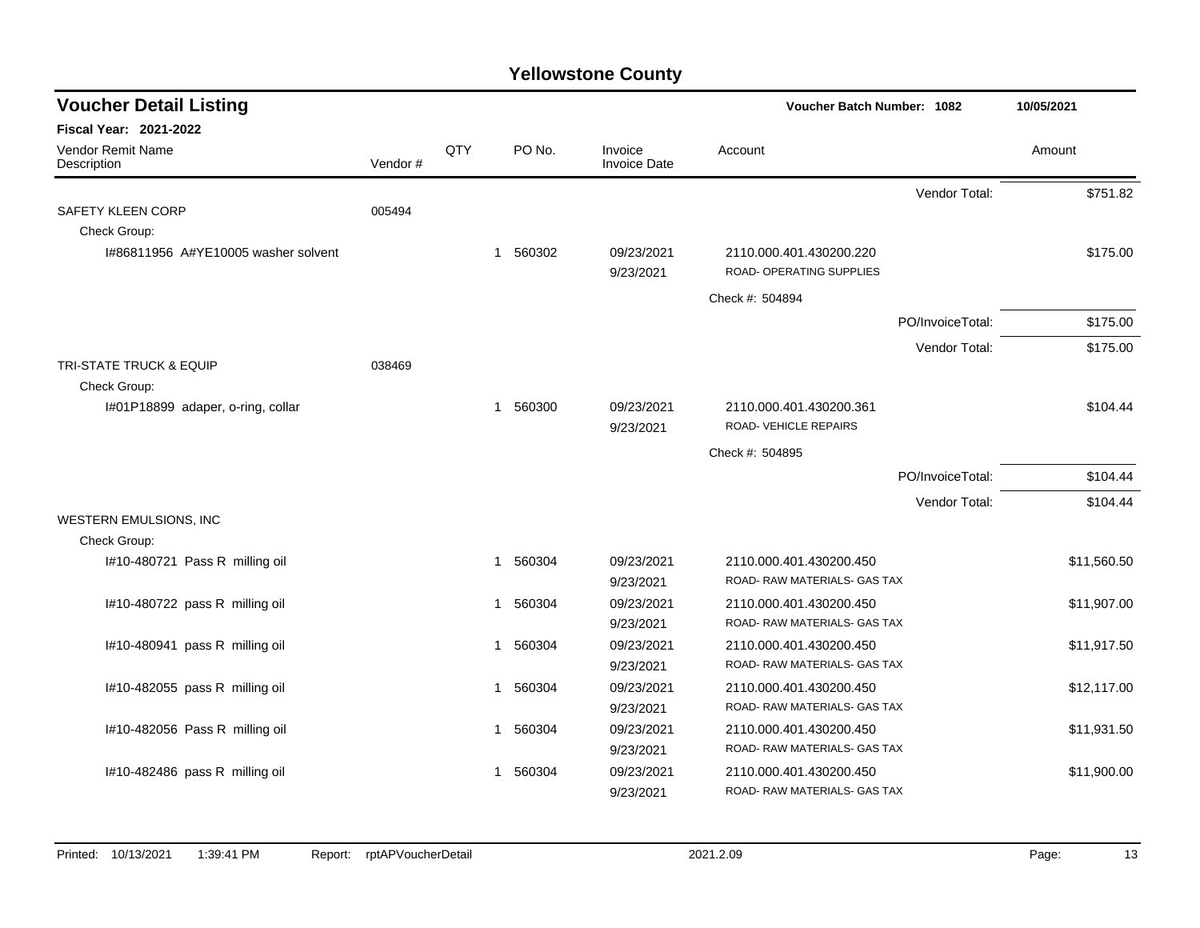# Yellowstone County

## Voucher Detail Listing

**Voucher Batch Number: 1082** — 10/05/2021

**Fiscal Year: 2021-2022**

| Vendor Remit Name / Description | Vendor # | QTY | PO No. | Invoice / Invoice Date | Account | Amount |
|---|---|---|---|---|---|---|
| | | | | | Vendor Total: | $751.82 |
| SAFETY KLEEN CORP | 005494 | | | | | |
| Check Group: | | | | | | |
| I#86811956 A#YE10005 washer solvent | | 1 | 560302 | 09/23/2021 9/23/2021 | 2110.000.401.430200.220 ROAD- OPERATING SUPPLIES | $175.00 |
| | | | | | Check #: 504894 | |
| | | | | | PO/InvoiceTotal: | $175.00 |
| | | | | | Vendor Total: | $175.00 |
| TRI-STATE TRUCK & EQUIP | 038469 | | | | | |
| Check Group: | | | | | | |
| I#01P18899 adaper, o-ring, collar | | 1 | 560300 | 09/23/2021 9/23/2021 | 2110.000.401.430200.361 ROAD- VEHICLE REPAIRS | $104.44 |
| | | | | | Check #: 504895 | |
| | | | | | PO/InvoiceTotal: | $104.44 |
| | | | | | Vendor Total: | $104.44 |
| WESTERN EMULSIONS, INC | | | | | | |
| Check Group: | | | | | | |
| I#10-480721 Pass R milling oil | | 1 | 560304 | 09/23/2021 9/23/2021 | 2110.000.401.430200.450 ROAD- RAW MATERIALS- GAS TAX | $11,560.50 |
| I#10-480722 pass R milling oil | | 1 | 560304 | 09/23/2021 9/23/2021 | 2110.000.401.430200.450 ROAD- RAW MATERIALS- GAS TAX | $11,907.00 |
| I#10-480941 pass R milling oil | | 1 | 560304 | 09/23/2021 9/23/2021 | 2110.000.401.430200.450 ROAD- RAW MATERIALS- GAS TAX | $11,917.50 |
| I#10-482055 pass R milling oil | | 1 | 560304 | 09/23/2021 9/23/2021 | 2110.000.401.430200.450 ROAD- RAW MATERIALS- GAS TAX | $12,117.00 |
| I#10-482056 Pass R milling oil | | 1 | 560304 | 09/23/2021 9/23/2021 | 2110.000.401.430200.450 ROAD- RAW MATERIALS- GAS TAX | $11,931.50 |
| I#10-482486 pass R milling oil | | 1 | 560304 | 09/23/2021 9/23/2021 | 2110.000.401.430200.450 ROAD- RAW MATERIALS- GAS TAX | $11,900.00 |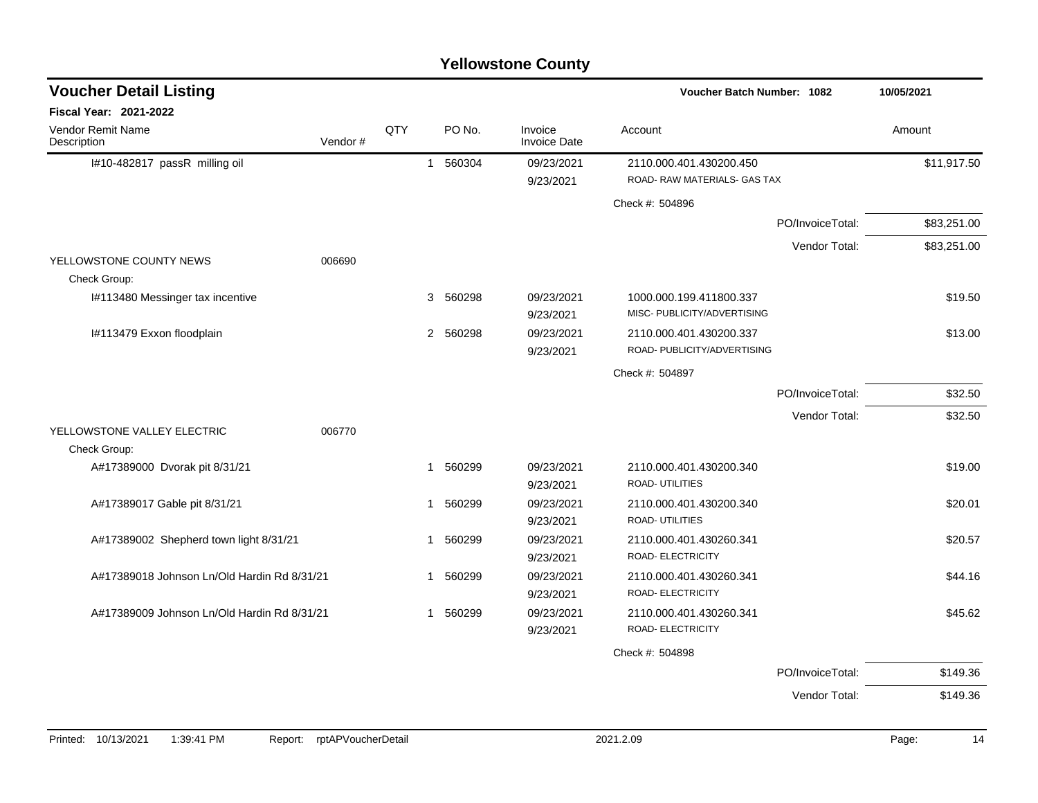# Yellowstone County

## Voucher Detail Listing

**Voucher Batch Number: 1082** — 10/05/2021

**Fiscal Year: 2021-2022**

| Vendor Remit Name / Description | Vendor # | QTY | PO No. | Invoice / Invoice Date | Account | Amount |
|---|---|---|---|---|---|---|
| I#10-482817 passR milling oil | | 1 | 560304 | 09/23/2021 / 9/23/2021 | 2110.000.401.430200.450 ROAD- RAW MATERIALS- GAS TAX | $11,917.50 |
| | | | | | Check #: 504896 | |
| | | | | | PO/InvoiceTotal: | $83,251.00 |
| | | | | | Vendor Total: | $83,251.00 |
| YELLOWSTONE COUNTY NEWS | 006690 | | | | | |
| Check Group: | | | | | | |
| I#113480 Messinger tax incentive | | 3 | 560298 | 09/23/2021 / 9/23/2021 | 1000.000.199.411800.337 MISC- PUBLICITY/ADVERTISING | $19.50 |
| I#113479 Exxon floodplain | | 2 | 560298 | 09/23/2021 / 9/23/2021 | 2110.000.401.430200.337 ROAD- PUBLICITY/ADVERTISING | $13.00 |
| | | | | | Check #: 504897 | |
| | | | | | PO/InvoiceTotal: | $32.50 |
| | | | | | Vendor Total: | $32.50 |
| YELLOWSTONE VALLEY ELECTRIC | 006770 | | | | | |
| Check Group: | | | | | | |
| A#17389000 Dvorak pit 8/31/21 | | 1 | 560299 | 09/23/2021 / 9/23/2021 | 2110.000.401.430200.340 ROAD- UTILITIES | $19.00 |
| A#17389017 Gable pit 8/31/21 | | 1 | 560299 | 09/23/2021 / 9/23/2021 | 2110.000.401.430200.340 ROAD- UTILITIES | $20.01 |
| A#17389002 Shepherd town light 8/31/21 | | 1 | 560299 | 09/23/2021 / 9/23/2021 | 2110.000.401.430260.341 ROAD- ELECTRICITY | $20.57 |
| A#17389018 Johnson Ln/Old Hardin Rd 8/31/21 | | 1 | 560299 | 09/23/2021 / 9/23/2021 | 2110.000.401.430260.341 ROAD- ELECTRICITY | $44.16 |
| A#17389009 Johnson Ln/Old Hardin Rd 8/31/21 | | 1 | 560299 | 09/23/2021 / 9/23/2021 | 2110.000.401.430260.341 ROAD- ELECTRICITY | $45.62 |
| | | | | | Check #: 504898 | |
| | | | | | PO/InvoiceTotal: | $149.36 |
| | | | | | Vendor Total: | $149.36 |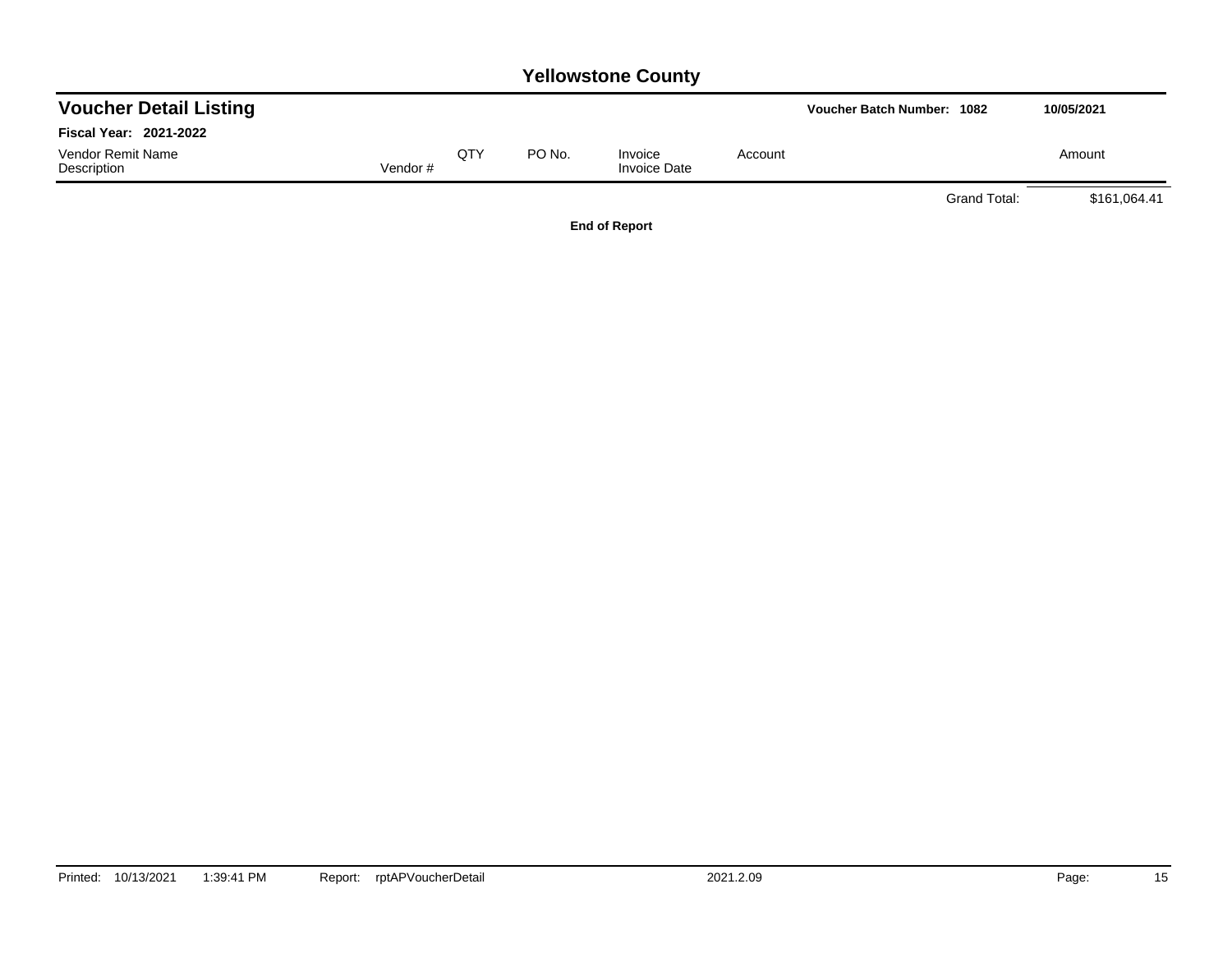# Yellowstone County

## Voucher Detail Listing

**Voucher Batch Number: 1082** **10/05/2021**

**Fiscal Year: 2021-2022**

| Vendor Remit Name / Description | Vendor # | QTY | PO No. | Invoice / Invoice Date | Account | Amount |
|---|---|---|---|---|---|---|
| | | | | | Grand Total: | $161,064.41 |

**End of Report**

Printed: 10/13/2021 1:39:41 PM Report: rptAPVoucherDetail 2021.2.09